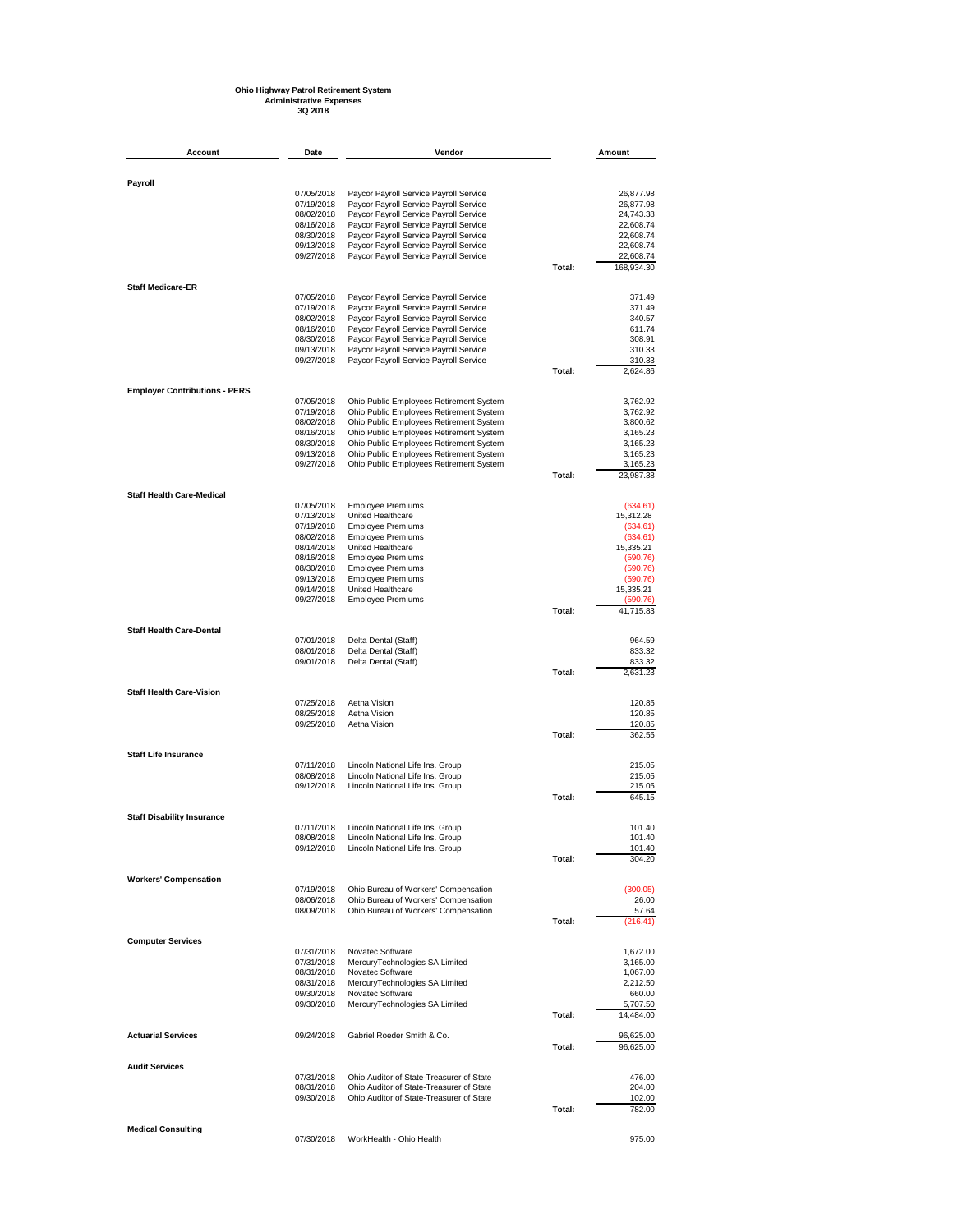**Ohio Highway Patrol Retirement System**
**Administrative Expenses**
**3Q 2018**

| Account | Date | Vendor | | Amount |
|---|---|---|---|---|
| **Payroll** | | | | |
| | 07/05/2018 | Paycor Payroll Service Payroll Service | | 26,877.98 |
| | 07/19/2018 | Paycor Payroll Service Payroll Service | | 26,877.98 |
| | 08/02/2018 | Paycor Payroll Service Payroll Service | | 24,743.38 |
| | 08/16/2018 | Paycor Payroll Service Payroll Service | | 22,608.74 |
| | 08/30/2018 | Paycor Payroll Service Payroll Service | | 22,608.74 |
| | 09/13/2018 | Paycor Payroll Service Payroll Service | | 22,608.74 |
| | 09/27/2018 | Paycor Payroll Service Payroll Service | | 22,608.74 |
| | | | Total: | 168,934.30 |
| **Staff Medicare-ER** | | | | |
| | 07/05/2018 | Paycor Payroll Service Payroll Service | | 371.49 |
| | 07/19/2018 | Paycor Payroll Service Payroll Service | | 371.49 |
| | 08/02/2018 | Paycor Payroll Service Payroll Service | | 340.57 |
| | 08/16/2018 | Paycor Payroll Service Payroll Service | | 611.74 |
| | 08/30/2018 | Paycor Payroll Service Payroll Service | | 308.91 |
| | 09/13/2018 | Paycor Payroll Service Payroll Service | | 310.33 |
| | 09/27/2018 | Paycor Payroll Service Payroll Service | | 310.33 |
| | | | Total: | 2,624.86 |
| **Employer Contributions - PERS** | | | | |
| | 07/05/2018 | Ohio Public Employees Retirement System | | 3,762.92 |
| | 07/19/2018 | Ohio Public Employees Retirement System | | 3,762.92 |
| | 08/02/2018 | Ohio Public Employees Retirement System | | 3,800.62 |
| | 08/16/2018 | Ohio Public Employees Retirement System | | 3,165.23 |
| | 08/30/2018 | Ohio Public Employees Retirement System | | 3,165.23 |
| | 09/13/2018 | Ohio Public Employees Retirement System | | 3,165.23 |
| | 09/27/2018 | Ohio Public Employees Retirement System | | 3,165.23 |
| | | | Total: | 23,987.38 |
| **Staff Health Care-Medical** | | | | |
| | 07/05/2018 | Employee Premiums | | (634.61) |
| | 07/13/2018 | United Healthcare | | 15,312.28 |
| | 07/19/2018 | Employee Premiums | | (634.61) |
| | 08/02/2018 | Employee Premiums | | (634.61) |
| | 08/14/2018 | United Healthcare | | 15,335.21 |
| | 08/16/2018 | Employee Premiums | | (590.76) |
| | 08/30/2018 | Employee Premiums | | (590.76) |
| | 09/13/2018 | Employee Premiums | | (590.76) |
| | 09/14/2018 | United Healthcare | | 15,335.21 |
| | 09/27/2018 | Employee Premiums | | (590.76) |
| | | | Total: | 41,715.83 |
| **Staff Health Care-Dental** | | | | |
| | 07/01/2018 | Delta Dental (Staff) | | 964.59 |
| | 08/01/2018 | Delta Dental (Staff) | | 833.32 |
| | 09/01/2018 | Delta Dental (Staff) | | 833.32 |
| | | | Total: | 2,631.23 |
| **Staff Health Care-Vision** | | | | |
| | 07/25/2018 | Aetna Vision | | 120.85 |
| | 08/25/2018 | Aetna Vision | | 120.85 |
| | 09/25/2018 | Aetna Vision | | 120.85 |
| | | | Total: | 362.55 |
| **Staff Life Insurance** | | | | |
| | 07/11/2018 | Lincoln National Life Ins. Group | | 215.05 |
| | 08/08/2018 | Lincoln National Life Ins. Group | | 215.05 |
| | 09/12/2018 | Lincoln National Life Ins. Group | | 215.05 |
| | | | Total: | 645.15 |
| **Staff Disability Insurance** | | | | |
| | 07/11/2018 | Lincoln National Life Ins. Group | | 101.40 |
| | 08/08/2018 | Lincoln National Life Ins. Group | | 101.40 |
| | 09/12/2018 | Lincoln National Life Ins. Group | | 101.40 |
| | | | Total: | 304.20 |
| **Workers' Compensation** | | | | |
| | 07/19/2018 | Ohio Bureau of Workers' Compensation | | (300.05) |
| | 08/06/2018 | Ohio Bureau of Workers' Compensation | | 26.00 |
| | 08/09/2018 | Ohio Bureau of Workers' Compensation | | 57.64 |
| | | | Total: | (216.41) |
| **Computer Services** | | | | |
| | 07/31/2018 | Novatec Software | | 1,672.00 |
| | 07/31/2018 | MercuryTechnologies SA Limited | | 3,165.00 |
| | 08/31/2018 | Novatec Software | | 1,067.00 |
| | 08/31/2018 | MercuryTechnologies SA Limited | | 2,212.50 |
| | 09/30/2018 | Novatec Software | | 660.00 |
| | 09/30/2018 | MercuryTechnologies SA Limited | | 5,707.50 |
| | | | Total: | 14,484.00 |
| **Actuarial Services** | 09/24/2018 | Gabriel Roeder Smith & Co. | | 96,625.00 |
| | | | Total: | 96,625.00 |
| **Audit Services** | | | | |
| | 07/31/2018 | Ohio Auditor of State-Treasurer of State | | 476.00 |
| | 08/31/2018 | Ohio Auditor of State-Treasurer of State | | 204.00 |
| | 09/30/2018 | Ohio Auditor of State-Treasurer of State | | 102.00 |
| | | | Total: | 782.00 |
| **Medical Consulting** | | | | |
| | 07/30/2018 | WorkHealth - Ohio Health | | 975.00 |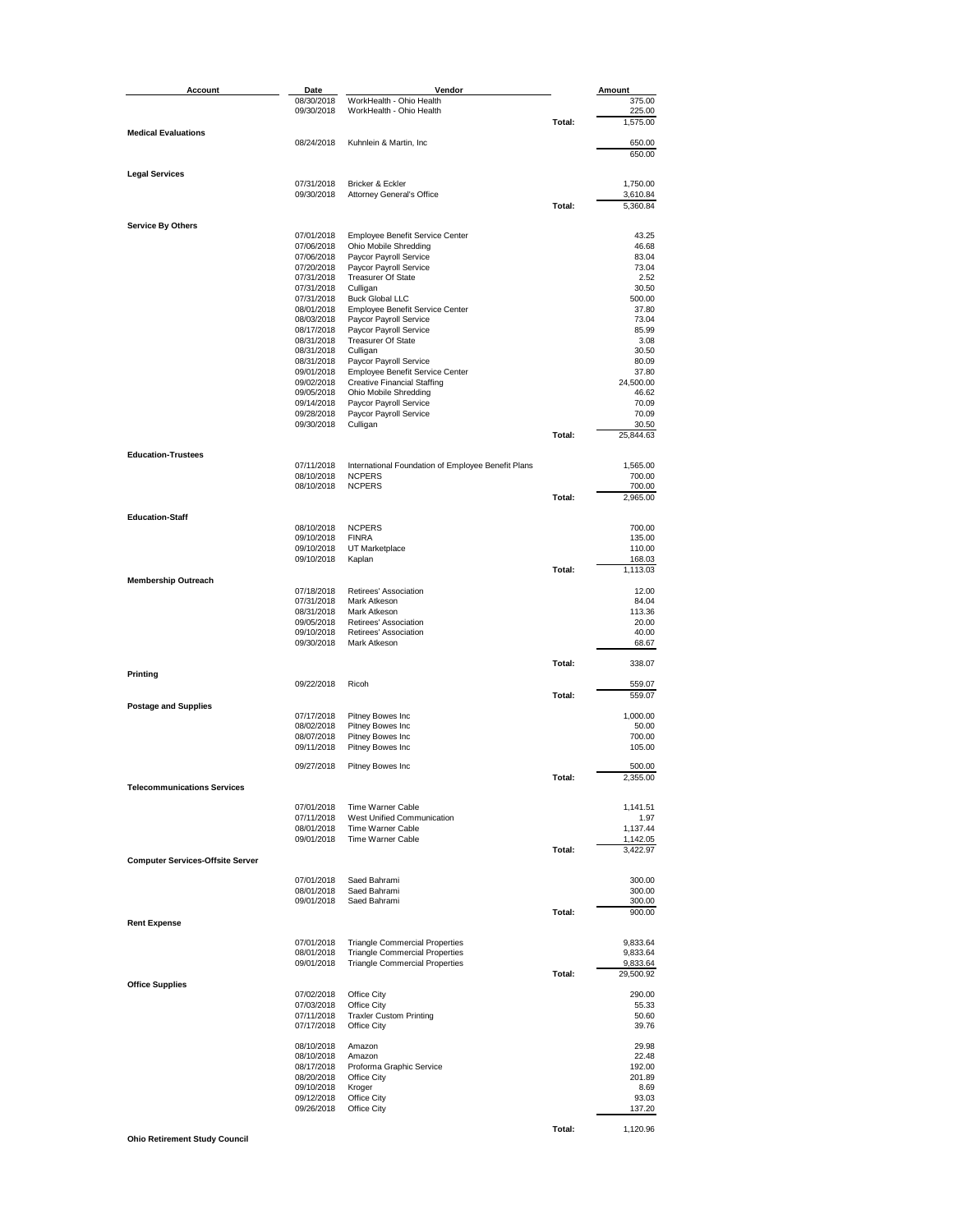| Account | Date | Vendor | | Amount |
|---|---|---|---|---|
| | 08/30/2018 | WorkHealth - Ohio Health | | 375.00 |
| | 09/30/2018 | WorkHealth - Ohio Health | | 225.00 |
| | | | Total: | 1,575.00 |
| **Medical Evaluations** | | | | |
| | 08/24/2018 | Kuhnlein & Martin, Inc | | 650.00 |
| | | | | 650.00 |
| **Legal Services** | | | | |
| | 07/31/2018 | Bricker & Eckler | | 1,750.00 |
| | 09/30/2018 | Attorney General's Office | | 3,610.84 |
| | | | Total: | 5,360.84 |
| **Service By Others** | | | | |
| | 07/01/2018 | Employee Benefit Service Center | | 43.25 |
| | 07/06/2018 | Ohio Mobile Shredding | | 46.68 |
| | 07/06/2018 | Paycor Payroll Service | | 83.04 |
| | 07/20/2018 | Paycor Payroll Service | | 73.04 |
| | 07/31/2018 | Treasurer Of State | | 2.52 |
| | 07/31/2018 | Culligan | | 30.50 |
| | 07/31/2018 | Buck Global LLC | | 500.00 |
| | 08/01/2018 | Employee Benefit Service Center | | 37.80 |
| | 08/03/2018 | Paycor Payroll Service | | 73.04 |
| | 08/17/2018 | Paycor Payroll Service | | 85.99 |
| | 08/31/2018 | Treasurer Of State | | 3.08 |
| | 08/31/2018 | Culligan | | 30.50 |
| | 08/31/2018 | Paycor Payroll Service | | 80.09 |
| | 09/01/2018 | Employee Benefit Service Center | | 37.80 |
| | 09/02/2018 | Creative Financial Staffing | | 24,500.00 |
| | 09/05/2018 | Ohio Mobile Shredding | | 46.62 |
| | 09/14/2018 | Paycor Payroll Service | | 70.09 |
| | 09/28/2018 | Paycor Payroll Service | | 70.09 |
| | 09/30/2018 | Culligan | | 30.50 |
| | | | Total: | 25,844.63 |
| **Education-Trustees** | | | | |
| | 07/11/2018 | International Foundation of Employee Benefit Plans | | 1,565.00 |
| | 08/10/2018 | NCPERS | | 700.00 |
| | 08/10/2018 | NCPERS | | 700.00 |
| | | | Total: | 2,965.00 |
| **Education-Staff** | | | | |
| | 08/10/2018 | NCPERS | | 700.00 |
| | 09/10/2018 | FINRA | | 135.00 |
| | 09/10/2018 | UT Marketplace | | 110.00 |
| | 09/10/2018 | Kaplan | | 168.03 |
| | | | Total: | 1,113.03 |
| **Membership Outreach** | | | | |
| | 07/18/2018 | Retirees' Association | | 12.00 |
| | 07/31/2018 | Mark Atkeson | | 84.04 |
| | 08/31/2018 | Mark Atkeson | | 113.36 |
| | 09/05/2018 | Retirees' Association | | 20.00 |
| | 09/10/2018 | Retirees' Association | | 40.00 |
| | 09/30/2018 | Mark Atkeson | | 68.67 |
| | | | Total: | 338.07 |
| **Printing** | | | | |
| | 09/22/2018 | Ricoh | | 559.07 |
| | | | Total: | 559.07 |
| **Postage and Supplies** | | | | |
| | 07/17/2018 | Pitney Bowes Inc | | 1,000.00 |
| | 08/02/2018 | Pitney Bowes Inc | | 50.00 |
| | 08/07/2018 | Pitney Bowes Inc | | 700.00 |
| | 09/11/2018 | Pitney Bowes Inc | | 105.00 |
| | 09/27/2018 | Pitney Bowes Inc | | 500.00 |
| | | | Total: | 2,355.00 |
| **Telecommunications Services** | | | | |
| | 07/01/2018 | Time Warner Cable | | 1,141.51 |
| | 07/11/2018 | West Unified Communication | | 1.97 |
| | 08/01/2018 | Time Warner Cable | | 1,137.44 |
| | 09/01/2018 | Time Warner Cable | | 1,142.05 |
| | | | Total: | 3,422.97 |
| **Computer Services-Offsite Server** | | | | |
| | 07/01/2018 | Saed Bahrami | | 300.00 |
| | 08/01/2018 | Saed Bahrami | | 300.00 |
| | 09/01/2018 | Saed Bahrami | | 300.00 |
| | | | Total: | 900.00 |
| **Rent Expense** | | | | |
| | 07/01/2018 | Triangle Commercial Properties | | 9,833.64 |
| | 08/01/2018 | Triangle Commercial Properties | | 9,833.64 |
| | 09/01/2018 | Triangle Commercial Properties | | 9,833.64 |
| | | | Total: | 29,500.92 |
| **Office Supplies** | | | | |
| | 07/02/2018 | Office City | | 290.00 |
| | 07/03/2018 | Office City | | 55.33 |
| | 07/11/2018 | Traxler Custom Printing | | 50.60 |
| | 07/17/2018 | Office City | | 39.76 |
| | 08/10/2018 | Amazon | | 29.98 |
| | 08/10/2018 | Amazon | | 22.48 |
| | 08/17/2018 | Proforma Graphic Service | | 192.00 |
| | 08/20/2018 | Office City | | 201.89 |
| | 09/10/2018 | Kroger | | 8.69 |
| | 09/12/2018 | Office City | | 93.03 |
| | 09/26/2018 | Office City | | 137.20 |
| | | | Total: | 1,120.96 |
| **Ohio Retirement Study Council** | | | | |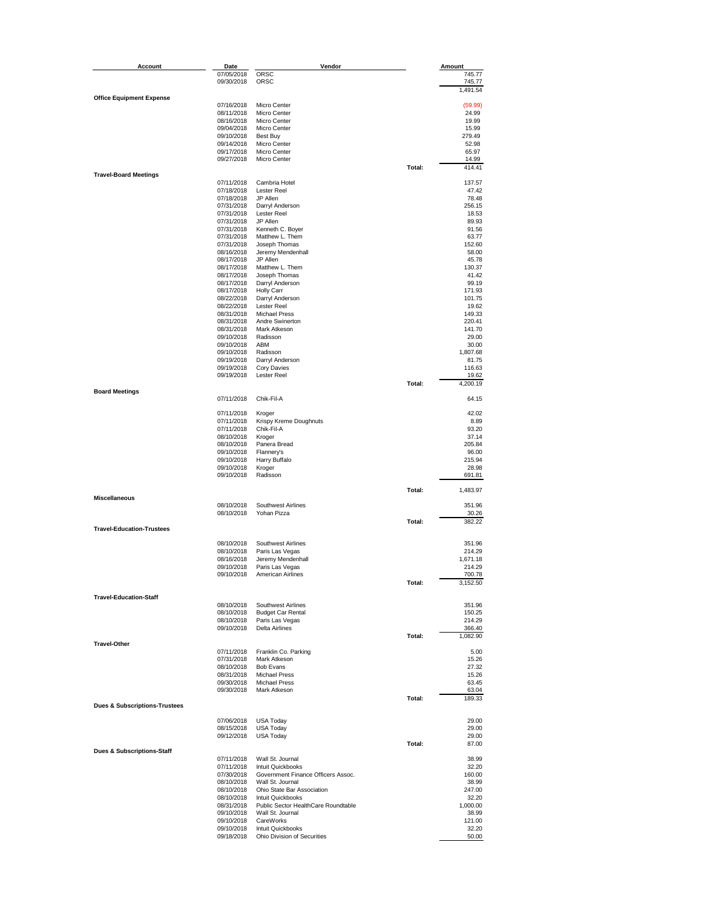| Account | Date | Vendor | | Amount |
|---|---|---|---|---|
| | 07/05/2018 | ORSC | | 745.77 |
| | 09/30/2018 | ORSC | | 745.77 |
| | | | | 1,491.54 |
| **Office Equipment Expense** | | | | |
| | 07/16/2018 | Micro Center | | (59.99) |
| | 08/11/2018 | Micro Center | | 24.99 |
| | 08/16/2018 | Micro Center | | 19.99 |
| | 09/04/2018 | Micro Center | | 15.99 |
| | 09/10/2018 | Best Buy | | 279.49 |
| | 09/14/2018 | Micro Center | | 52.98 |
| | 09/17/2018 | Micro Center | | 65.97 |
| | 09/27/2018 | Micro Center | | 14.99 |
| | | | Total: | 414.41 |
| **Travel-Board Meetings** | | | | |
| | 07/11/2018 | Cambria Hotel | | 137.57 |
| | 07/18/2018 | Lester Reel | | 47.42 |
| | 07/18/2018 | JP Allen | | 78.48 |
| | 07/31/2018 | Darryl Anderson | | 256.15 |
| | 07/31/2018 | Lester Reel | | 18.53 |
| | 07/31/2018 | JP Allen | | 89.93 |
| | 07/31/2018 | Kenneth C. Boyer | | 91.56 |
| | 07/31/2018 | Matthew L. Them | | 63.77 |
| | 07/31/2018 | Joseph Thomas | | 152.60 |
| | 08/16/2018 | Jeremy Mendenhall | | 58.00 |
| | 08/17/2018 | JP Allen | | 45.78 |
| | 08/17/2018 | Matthew L. Them | | 130.37 |
| | 08/17/2018 | Joseph Thomas | | 41.42 |
| | 08/17/2018 | Darryl Anderson | | 99.19 |
| | 08/17/2018 | Holly Carr | | 171.93 |
| | 08/22/2018 | Darryl Anderson | | 101.75 |
| | 08/22/2018 | Lester Reel | | 19.62 |
| | 08/31/2018 | Michael Press | | 149.33 |
| | 08/31/2018 | Andre Swinerton | | 220.41 |
| | 08/31/2018 | Mark Atkeson | | 141.70 |
| | 09/10/2018 | Radisson | | 29.00 |
| | 09/10/2018 | ABM | | 30.00 |
| | 09/10/2018 | Radisson | | 1,807.68 |
| | 09/19/2018 | Darryl Anderson | | 81.75 |
| | 09/19/2018 | Cory Davies | | 116.63 |
| | 09/19/2018 | Lester Reel | | 19.62 |
| | | | Total: | 4,200.19 |
| **Board Meetings** | | | | |
| | 07/11/2018 | Chik-Fil-A | | 64.15 |
| | 07/11/2018 | Kroger | | 42.02 |
| | 07/11/2018 | Krispy Kreme Doughnuts | | 8.89 |
| | 07/11/2018 | Chik-Fil-A | | 93.20 |
| | 08/10/2018 | Kroger | | 37.14 |
| | 08/10/2018 | Panera Bread | | 205.84 |
| | 09/10/2018 | Flannery's | | 96.00 |
| | 09/10/2018 | Harry Buffalo | | 215.94 |
| | 09/10/2018 | Kroger | | 28.98 |
| | 09/10/2018 | Radisson | | 691.81 |
| | | | Total: | 1,483.97 |
| **Miscellaneous** | | | | |
| | 08/10/2018 | Southwest Airlines | | 351.96 |
| | 08/10/2018 | Yohan Pizza | | 30.26 |
| | | | Total: | 382.22 |
| **Travel-Education-Trustees** | | | | |
| | 08/10/2018 | Southwest Airlines | | 351.96 |
| | 08/10/2018 | Paris Las Vegas | | 214.29 |
| | 08/16/2018 | Jeremy Mendenhall | | 1,671.18 |
| | 09/10/2018 | Paris Las Vegas | | 214.29 |
| | 09/10/2018 | American Airlines | | 700.78 |
| | | | Total: | 3,152.50 |
| **Travel-Education-Staff** | | | | |
| | 08/10/2018 | Southwest Airlines | | 351.96 |
| | 08/10/2018 | Budget Car Rental | | 150.25 |
| | 08/10/2018 | Paris Las Vegas | | 214.29 |
| | 09/10/2018 | Delta Airlines | | 366.40 |
| | | | Total: | 1,082.90 |
| **Travel-Other** | | | | |
| | 07/11/2018 | Franklin Co. Parking | | 5.00 |
| | 07/31/2018 | Mark Atkeson | | 15.26 |
| | 08/10/2018 | Bob Evans | | 27.32 |
| | 08/31/2018 | Michael Press | | 15.26 |
| | 09/30/2018 | Michael Press | | 63.45 |
| | 09/30/2018 | Mark Atkeson | | 63.04 |
| | | | Total: | 189.33 |
| **Dues & Subscriptions-Trustees** | | | | |
| | 07/06/2018 | USA Today | | 29.00 |
| | 08/15/2018 | USA Today | | 29.00 |
| | 09/12/2018 | USA Today | | 29.00 |
| | | | Total: | 87.00 |
| **Dues & Subscriptions-Staff** | | | | |
| | 07/11/2018 | Wall St. Journal | | 38.99 |
| | 07/11/2018 | Intuit Quickbooks | | 32.20 |
| | 07/30/2018 | Government Finance Officers Assoc. | | 160.00 |
| | 08/10/2018 | Wall St. Journal | | 38.99 |
| | 08/10/2018 | Ohio State Bar Association | | 247.00 |
| | 08/10/2018 | Intuit Quickbooks | | 32.20 |
| | 08/31/2018 | Public Sector HealthCare Roundtable | | 1,000.00 |
| | 09/10/2018 | Wall St. Journal | | 38.99 |
| | 09/10/2018 | CareWorks | | 121.00 |
| | 09/10/2018 | Intuit Quickbooks | | 32.20 |
| | 09/18/2018 | Ohio Division of Securities | | 50.00 |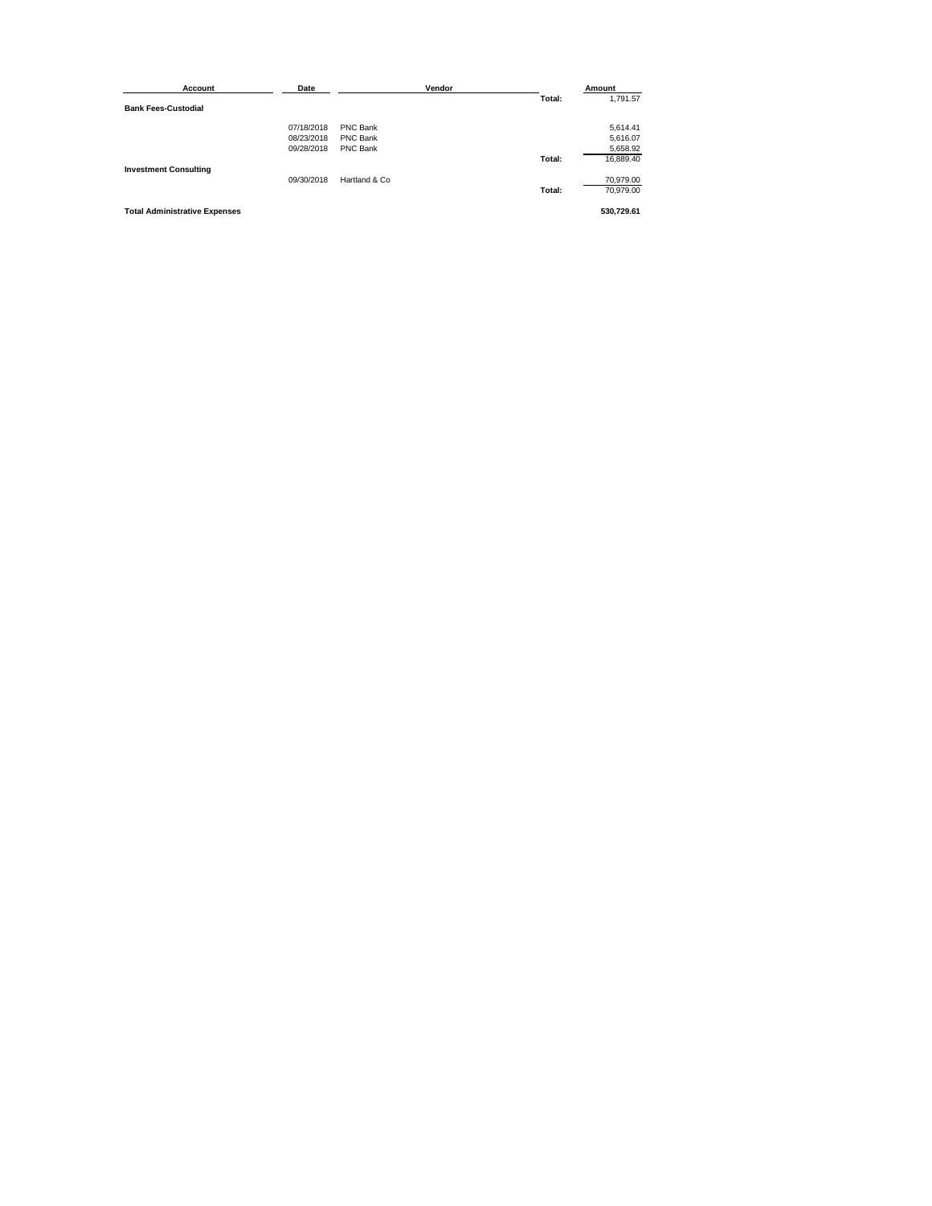| Account | Date | Vendor | | Amount |
| --- | --- | --- | --- | --- |
| | | | Total: | 1,791.57 |
| **Bank Fees-Custodial** | | | | |
| | 07/18/2018 | PNC Bank | | 5,614.41 |
| | 08/23/2018 | PNC Bank | | 5,616.07 |
| | 09/28/2018 | PNC Bank | | 5,658.92 |
| | | | Total: | 16,889.40 |
| **Investment Consulting** | | | | |
| | 09/30/2018 | Hartland & Co | | 70,979.00 |
| | | | Total: | 70,979.00 |
| **Total Administrative Expenses** | | | | **530,729.61** |